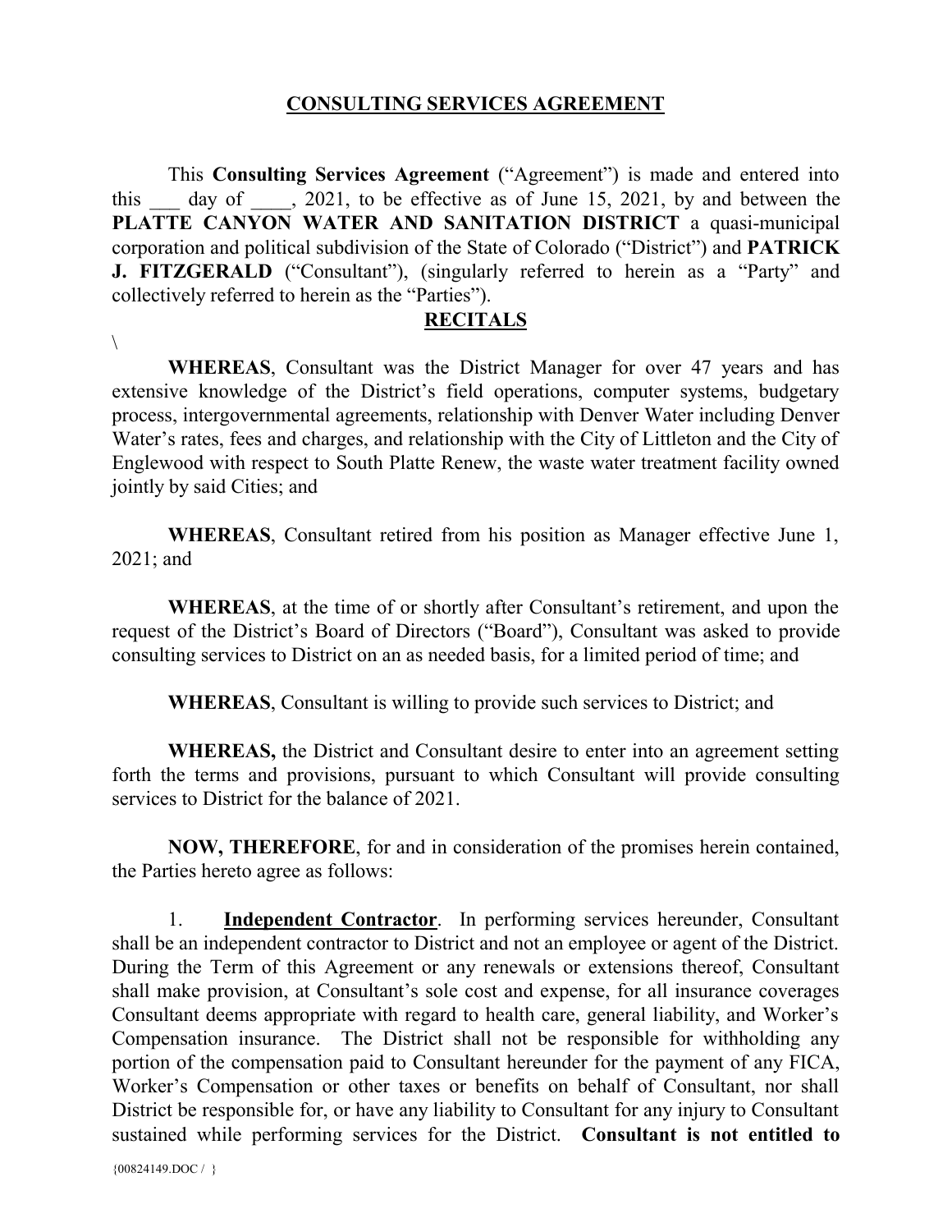# CONSULTING SERVICES AGREEMENT

This **Consulting Services Agreement** ("Agreement") is made and entered into this ___ day of ____, 2021, to be effective as of June 15, 2021, by and between the **PLATTE CANYON WATER AND SANITATION DISTRICT** a quasi-municipal corporation and political subdivision of the State of Colorado ("District") and **PATRICK J. FITZGERALD** ("Consultant"), (singularly referred to herein as a "Party" and collectively referred to herein as the "Parties").

## RECITALS

\

**WHEREAS**, Consultant was the District Manager for over 47 years and has extensive knowledge of the District's field operations, computer systems, budgetary process, intergovernmental agreements, relationship with Denver Water including Denver Water's rates, fees and charges, and relationship with the City of Littleton and the City of Englewood with respect to South Platte Renew, the waste water treatment facility owned jointly by said Cities; and

**WHEREAS**, Consultant retired from his position as Manager effective June 1, 2021; and

**WHEREAS**, at the time of or shortly after Consultant's retirement, and upon the request of the District's Board of Directors ("Board"), Consultant was asked to provide consulting services to District on an as needed basis, for a limited period of time; and

**WHEREAS**, Consultant is willing to provide such services to District; and

**WHEREAS,** the District and Consultant desire to enter into an agreement setting forth the terms and provisions, pursuant to which Consultant will provide consulting services to District for the balance of 2021.

**NOW, THEREFORE**, for and in consideration of the promises herein contained, the Parties hereto agree as follows:

1. **Independent Contractor**. In performing services hereunder, Consultant shall be an independent contractor to District and not an employee or agent of the District. During the Term of this Agreement or any renewals or extensions thereof, Consultant shall make provision, at Consultant's sole cost and expense, for all insurance coverages Consultant deems appropriate with regard to health care, general liability, and Worker's Compensation insurance. The District shall not be responsible for withholding any portion of the compensation paid to Consultant hereunder for the payment of any FICA, Worker's Compensation or other taxes or benefits on behalf of Consultant, nor shall District be responsible for, or have any liability to Consultant for any injury to Consultant sustained while performing services for the District. **Consultant is not entitled to**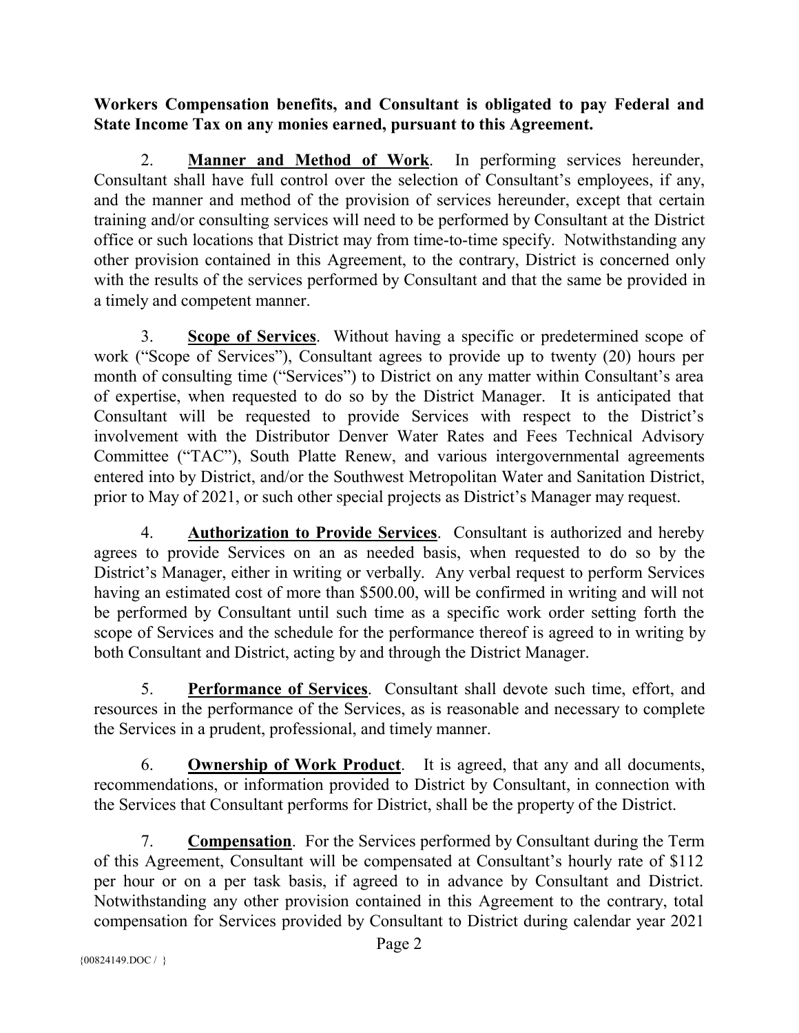**Workers Compensation benefits, and Consultant is obligated to pay Federal and State Income Tax on any monies earned, pursuant to this Agreement.**

2. **Manner and Method of Work**. In performing services hereunder, Consultant shall have full control over the selection of Consultant's employees, if any, and the manner and method of the provision of services hereunder, except that certain training and/or consulting services will need to be performed by Consultant at the District office or such locations that District may from time-to-time specify. Notwithstanding any other provision contained in this Agreement, to the contrary, District is concerned only with the results of the services performed by Consultant and that the same be provided in a timely and competent manner.

3. **Scope of Services**. Without having a specific or predetermined scope of work ("Scope of Services"), Consultant agrees to provide up to twenty (20) hours per month of consulting time ("Services") to District on any matter within Consultant's area of expertise, when requested to do so by the District Manager. It is anticipated that Consultant will be requested to provide Services with respect to the District's involvement with the Distributor Denver Water Rates and Fees Technical Advisory Committee ("TAC"), South Platte Renew, and various intergovernmental agreements entered into by District, and/or the Southwest Metropolitan Water and Sanitation District, prior to May of 2021, or such other special projects as District's Manager may request.

4. **Authorization to Provide Services**. Consultant is authorized and hereby agrees to provide Services on an as needed basis, when requested to do so by the District's Manager, either in writing or verbally. Any verbal request to perform Services having an estimated cost of more than $500.00, will be confirmed in writing and will not be performed by Consultant until such time as a specific work order setting forth the scope of Services and the schedule for the performance thereof is agreed to in writing by both Consultant and District, acting by and through the District Manager.

5. **Performance of Services**. Consultant shall devote such time, effort, and resources in the performance of the Services, as is reasonable and necessary to complete the Services in a prudent, professional, and timely manner.

6. **Ownership of Work Product**. It is agreed, that any and all documents, recommendations, or information provided to District by Consultant, in connection with the Services that Consultant performs for District, shall be the property of the District.

7. **Compensation**. For the Services performed by Consultant during the Term of this Agreement, Consultant will be compensated at Consultant's hourly rate of $112 per hour or on a per task basis, if agreed to in advance by Consultant and District. Notwithstanding any other provision contained in this Agreement to the contrary, total compensation for Services provided by Consultant to District during calendar year 2021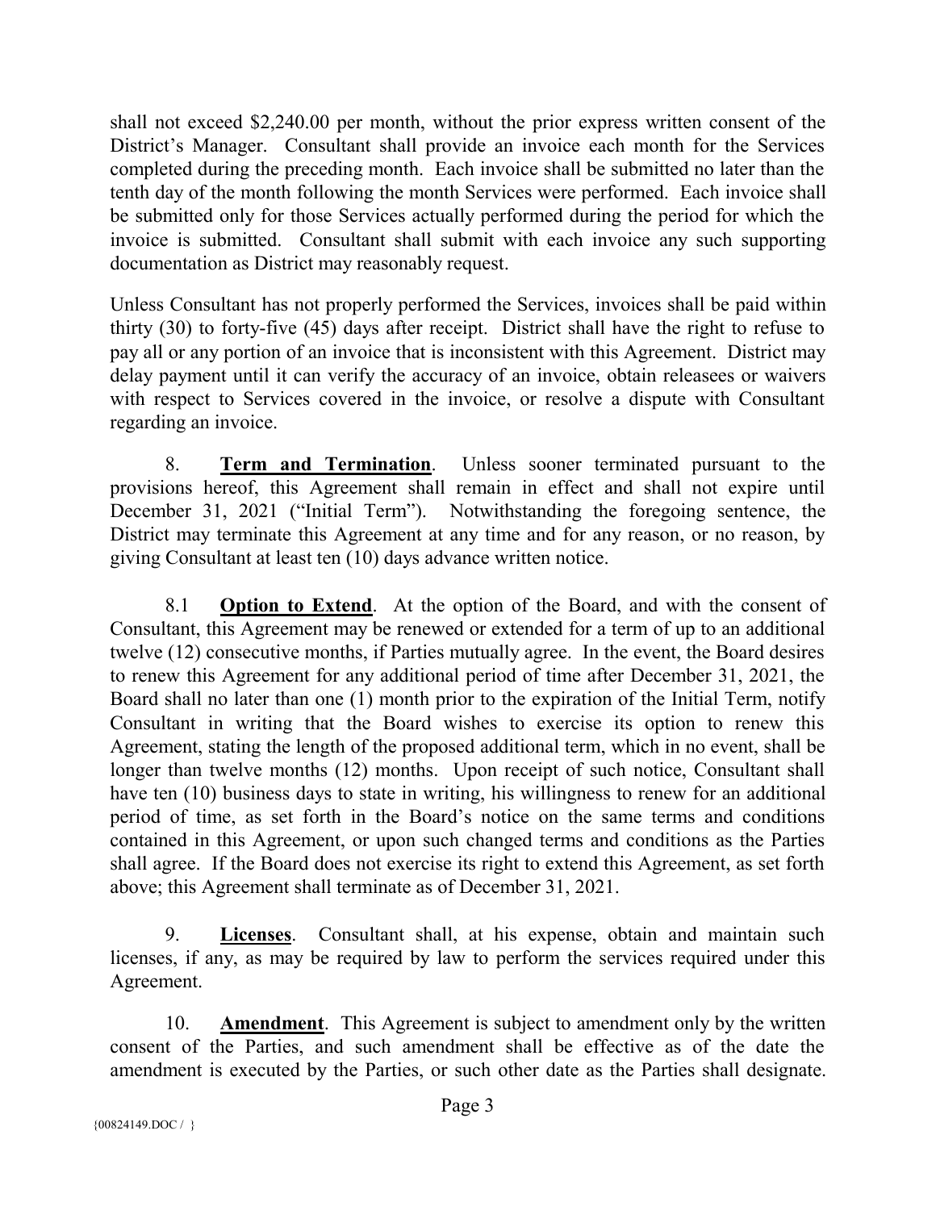shall not exceed $2,240.00 per month, without the prior express written consent of the District's Manager. Consultant shall provide an invoice each month for the Services completed during the preceding month. Each invoice shall be submitted no later than the tenth day of the month following the month Services were performed. Each invoice shall be submitted only for those Services actually performed during the period for which the invoice is submitted. Consultant shall submit with each invoice any such supporting documentation as District may reasonably request.

Unless Consultant has not properly performed the Services, invoices shall be paid within thirty (30) to forty-five (45) days after receipt. District shall have the right to refuse to pay all or any portion of an invoice that is inconsistent with this Agreement. District may delay payment until it can verify the accuracy of an invoice, obtain releasees or waivers with respect to Services covered in the invoice, or resolve a dispute with Consultant regarding an invoice.

8. **Term and Termination**. Unless sooner terminated pursuant to the provisions hereof, this Agreement shall remain in effect and shall not expire until December 31, 2021 ("Initial Term"). Notwithstanding the foregoing sentence, the District may terminate this Agreement at any time and for any reason, or no reason, by giving Consultant at least ten (10) days advance written notice.

8.1 **Option to Extend**. At the option of the Board, and with the consent of Consultant, this Agreement may be renewed or extended for a term of up to an additional twelve (12) consecutive months, if Parties mutually agree. In the event, the Board desires to renew this Agreement for any additional period of time after December 31, 2021, the Board shall no later than one (1) month prior to the expiration of the Initial Term, notify Consultant in writing that the Board wishes to exercise its option to renew this Agreement, stating the length of the proposed additional term, which in no event, shall be longer than twelve months (12) months. Upon receipt of such notice, Consultant shall have ten (10) business days to state in writing, his willingness to renew for an additional period of time, as set forth in the Board's notice on the same terms and conditions contained in this Agreement, or upon such changed terms and conditions as the Parties shall agree. If the Board does not exercise its right to extend this Agreement, as set forth above; this Agreement shall terminate as of December 31, 2021.

9. **Licenses**. Consultant shall, at his expense, obtain and maintain such licenses, if any, as may be required by law to perform the services required under this Agreement.

10. **Amendment**. This Agreement is subject to amendment only by the written consent of the Parties, and such amendment shall be effective as of the date the amendment is executed by the Parties, or such other date as the Parties shall designate.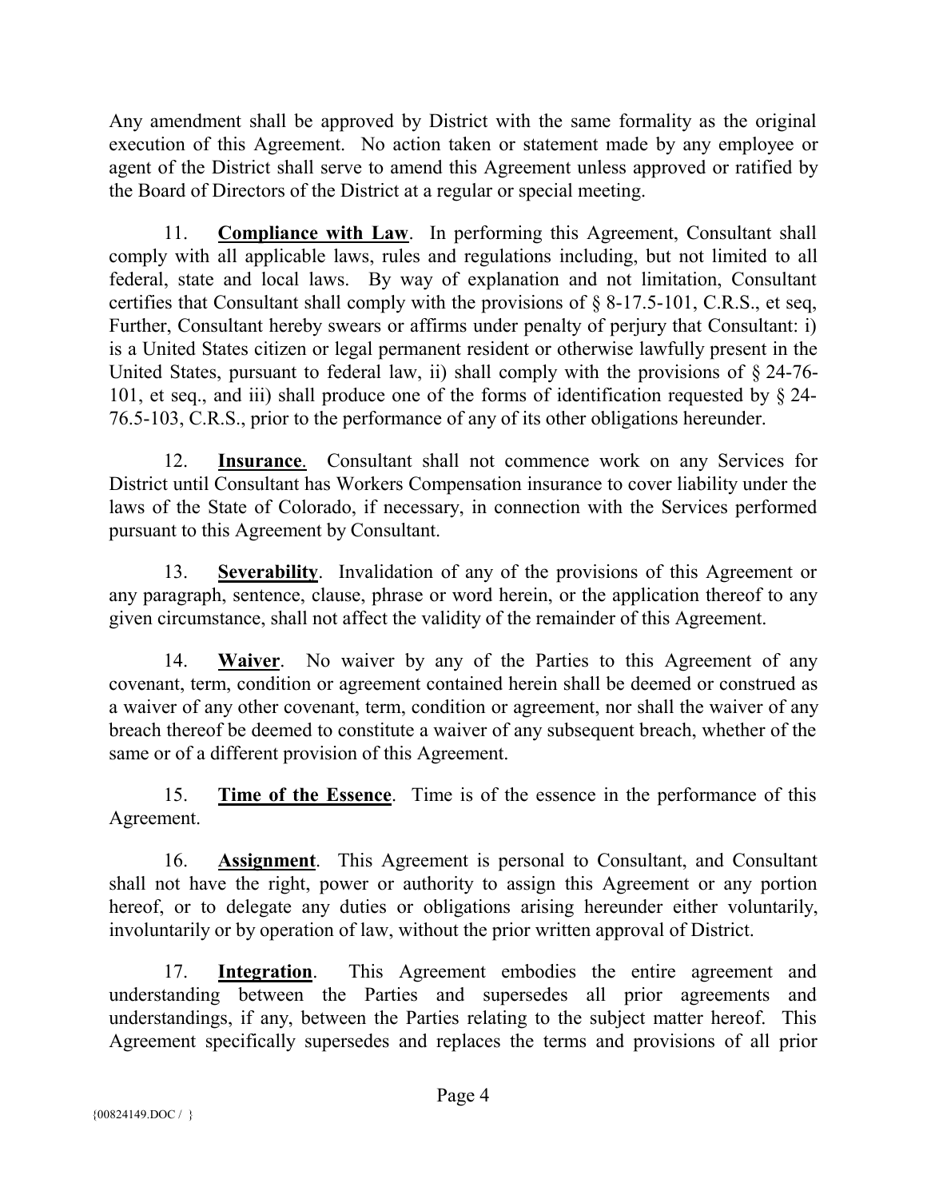Any amendment shall be approved by District with the same formality as the original execution of this Agreement. No action taken or statement made by any employee or agent of the District shall serve to amend this Agreement unless approved or ratified by the Board of Directors of the District at a regular or special meeting.

11. **Compliance with Law**. In performing this Agreement, Consultant shall comply with all applicable laws, rules and regulations including, but not limited to all federal, state and local laws. By way of explanation and not limitation, Consultant certifies that Consultant shall comply with the provisions of § 8-17.5-101, C.R.S., et seq, Further, Consultant hereby swears or affirms under penalty of perjury that Consultant: i) is a United States citizen or legal permanent resident or otherwise lawfully present in the United States, pursuant to federal law, ii) shall comply with the provisions of § 24-76-101, et seq., and iii) shall produce one of the forms of identification requested by § 24-76.5-103, C.R.S., prior to the performance of any of its other obligations hereunder.

12. **Insurance**. Consultant shall not commence work on any Services for District until Consultant has Workers Compensation insurance to cover liability under the laws of the State of Colorado, if necessary, in connection with the Services performed pursuant to this Agreement by Consultant.

13. **Severability**. Invalidation of any of the provisions of this Agreement or any paragraph, sentence, clause, phrase or word herein, or the application thereof to any given circumstance, shall not affect the validity of the remainder of this Agreement.

14. **Waiver**. No waiver by any of the Parties to this Agreement of any covenant, term, condition or agreement contained herein shall be deemed or construed as a waiver of any other covenant, term, condition or agreement, nor shall the waiver of any breach thereof be deemed to constitute a waiver of any subsequent breach, whether of the same or of a different provision of this Agreement.

15. **Time of the Essence**. Time is of the essence in the performance of this Agreement.

16. **Assignment**. This Agreement is personal to Consultant, and Consultant shall not have the right, power or authority to assign this Agreement or any portion hereof, or to delegate any duties or obligations arising hereunder either voluntarily, involuntarily or by operation of law, without the prior written approval of District.

17. **Integration**. This Agreement embodies the entire agreement and understanding between the Parties and supersedes all prior agreements and understandings, if any, between the Parties relating to the subject matter hereof. This Agreement specifically supersedes and replaces the terms and provisions of all prior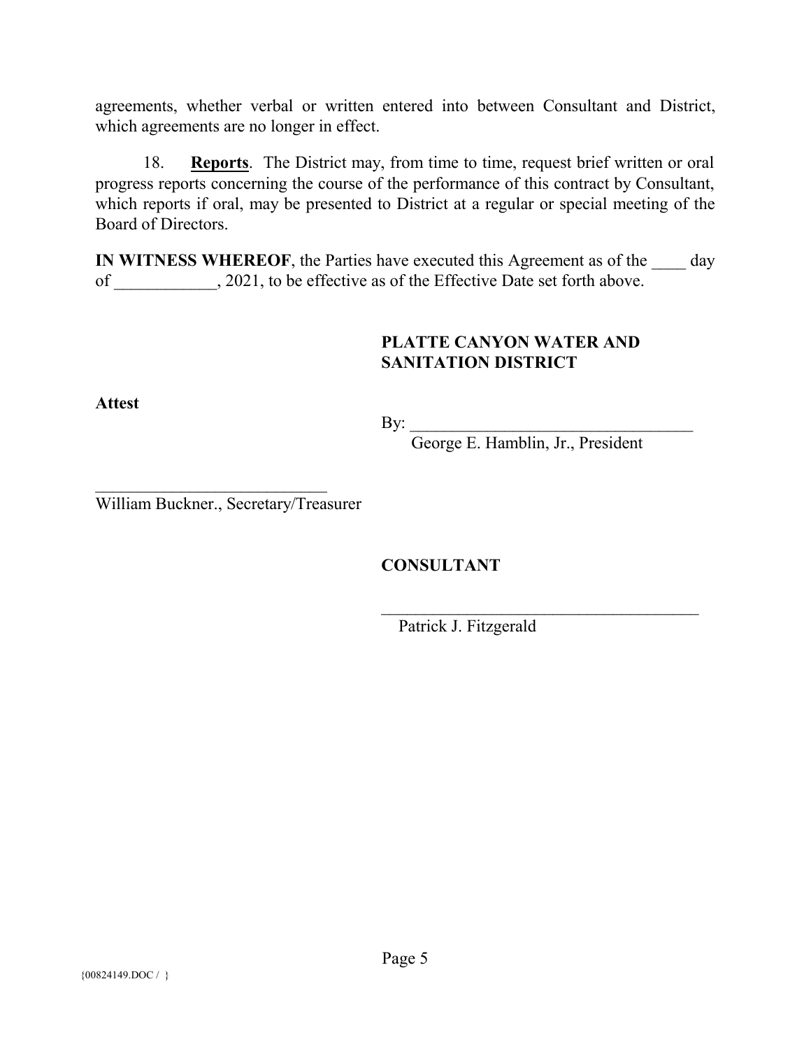agreements, whether verbal or written entered into between Consultant and District, which agreements are no longer in effect.

18. **Reports**. The District may, from time to time, request brief written or oral progress reports concerning the course of the performance of this contract by Consultant, which reports if oral, may be presented to District at a regular or special meeting of the Board of Directors.

**IN WITNESS WHEREOF**, the Parties have executed this Agreement as of the ____ day of ____________, 2021, to be effective as of the Effective Date set forth above.

**PLATTE CANYON WATER AND SANITATION DISTRICT**

**Attest**

By: ___________________________________
George E. Hamblin, Jr., President

____________________________
William Buckner., Secretary/Treasurer

**CONSULTANT**

_______________________________________
Patrick J. Fitzgerald

{00824149.DOC / }